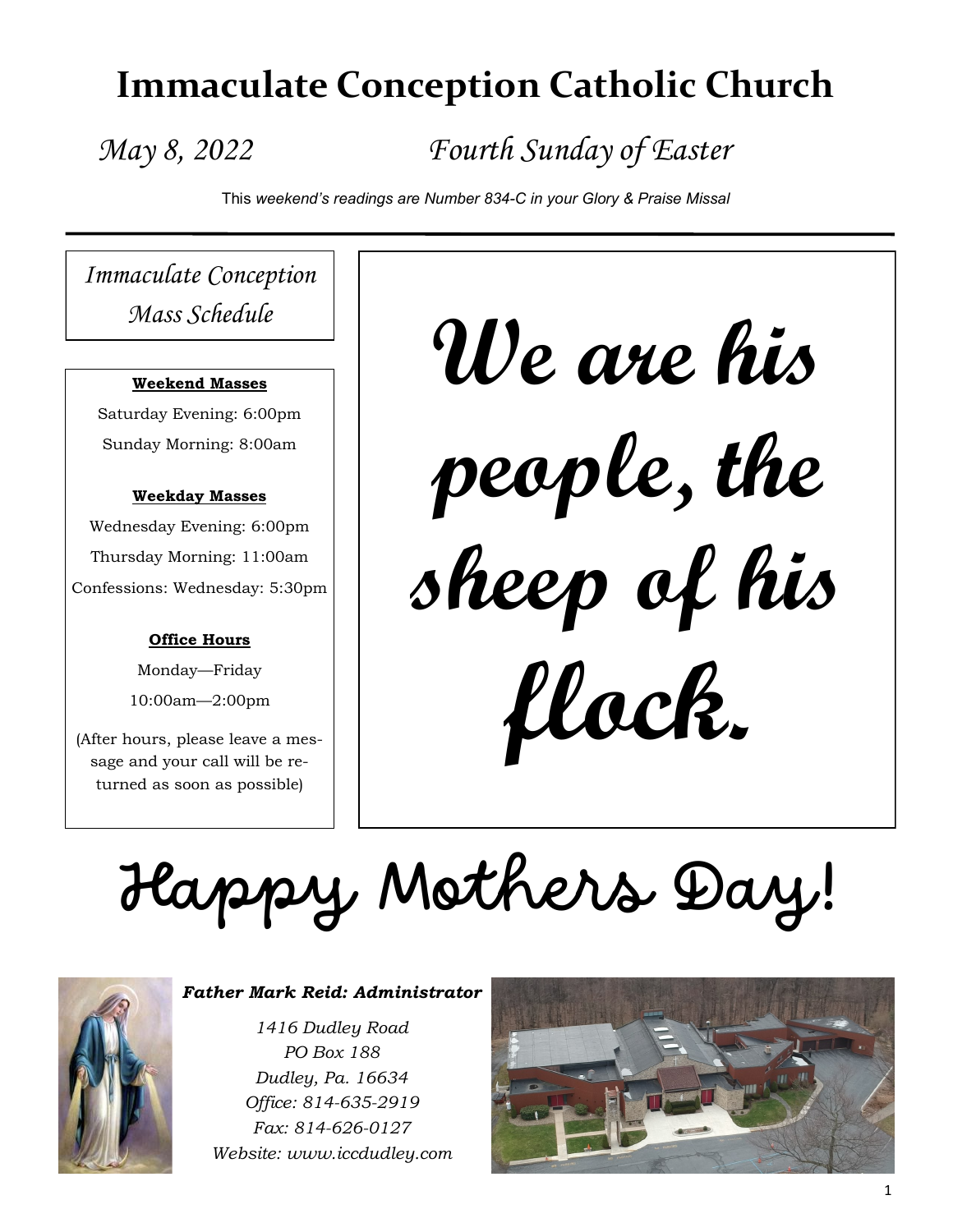# Immaculate Conception Catholic Church

*May 8, 2022* *Fourth Sunday of Easter*

This *weekend's readings are Number 834-C in your Glory & Praise Missal*

---

*Immaculate Conception Mass Schedule*

**Weekend Masses**

Saturday Evening: 6:00pm

Sunday Morning: 8:00am

**Weekday Masses**

Wednesday Evening: 6:00pm

Thursday Morning: 11:00am

Confessions: Wednesday: 5:30pm

**Office Hours**

Monday—Friday

10:00am—2:00pm

(After hours, please leave a message and your call will be returned as soon as possible)

## We are his people, the sheep of his flock.

## Happy Mothers Day!

***Father Mark Reid: Administrator***

*1416 Dudley Road*
*PO Box 188*
*Dudley, Pa. 16634*
*Office: 814-635-2919*
*Fax: 814-626-0127*
*Website: www.iccdudley.com*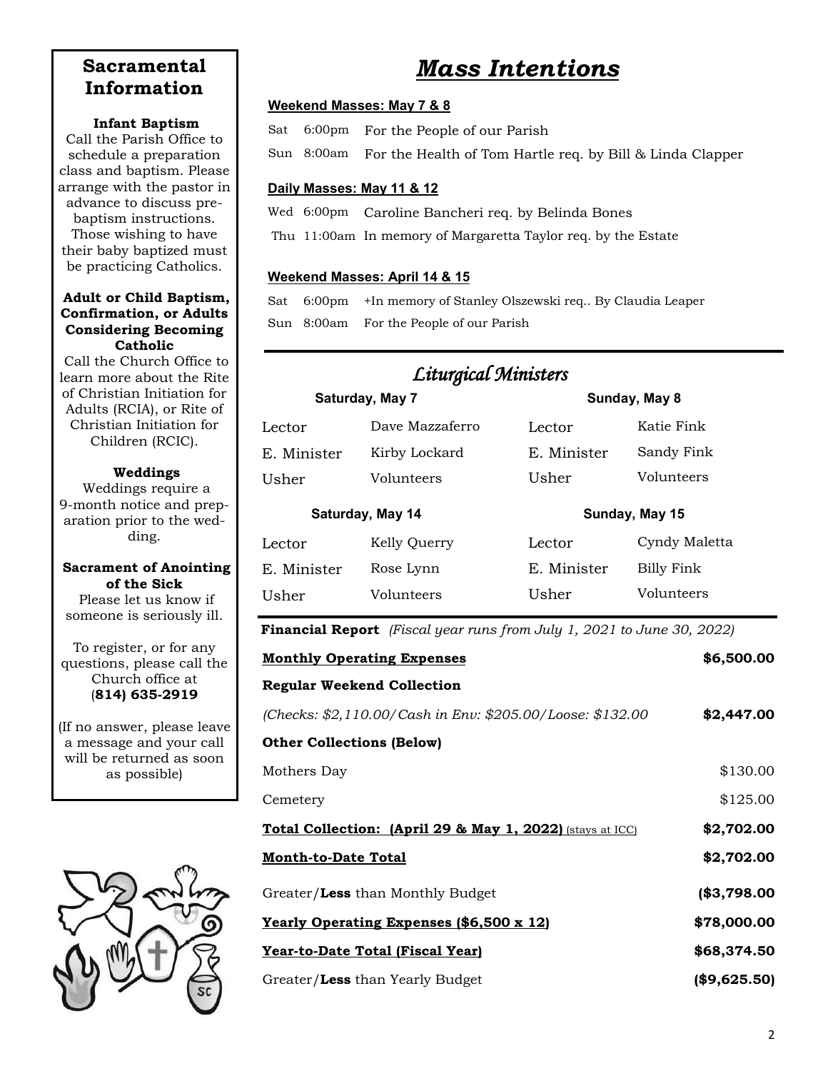## Sacramental Information

**Infant Baptism**
Call the Parish Office to schedule a preparation class and baptism. Please arrange with the pastor in advance to discuss pre-baptism instructions. Those wishing to have their baby baptized must be practicing Catholics.

**Adult or Child Baptism, Confirmation, or Adults Considering Becoming Catholic**
Call the Church Office to learn more about the Rite of Christian Initiation for Adults (RCIA), or Rite of Christian Initiation for Children (RCIC).

**Weddings**
Weddings require a 9-month notice and preparation prior to the wedding.

**Sacrament of Anointing of the Sick**
Please let us know if someone is seriously ill.

To register, or for any questions, please call the Church office at (**814) 635-2919**

(If no answer, please leave a message and your call will be returned as soon as possible)

# *Mass Intentions*

**Weekend Masses: May 7 & 8**

| | | |
|---|---|---|
| Sat | 6:00pm | For the People of our Parish |
| Sun | 8:00am | For the Health of Tom Hartle req. by Bill & Linda Clapper |

**Daily Masses: May 11 & 12**

| | | |
|---|---|---|
| Wed | 6:00pm | Caroline Bancheri req. by Belinda Bones |
| Thu | 11:00am | In memory of Margaretta Taylor req. by the Estate |

**Weekend Masses: April 14 & 15**

| | | |
|---|---|---|
| Sat | 6:00pm | +In memory of Stanley Olszewski req.. By Claudia Leaper |
| Sun | 8:00am | For the People of our Parish |

## *Liturgical Ministers*

| Saturday, May 7 | | Sunday, May 8 | |
|---|---|---|---|
| Lector | Dave Mazzaferro | Lector | Katie Fink |
| E. Minister | Kirby Lockard | E. Minister | Sandy Fink |
| Usher | Volunteers | Usher | Volunteers |

| Saturday, May 14 | | Sunday, May 15 | |
|---|---|---|---|
| Lector | Kelly Querry | Lector | Cyndy Maletta |
| E. Minister | Rose Lynn | E. Minister | Billy Fink |
| Usher | Volunteers | Usher | Volunteers |

**Financial Report** *(Fiscal year runs from July 1, 2021 to June 30, 2022)*

| | |
|---|---|
| **Monthly Operating Expenses** | **$6,500.00** |
| **Regular Weekend Collection** | |
| *(Checks: $2,110.00/Cash in Env: $205.00/Loose: $132.00* | **$2,447.00** |
| **Other Collections (Below)** | |
| Mothers Day | $130.00 |
| Cemetery | $125.00 |
| **Total Collection: (April 29 & May 1, 2022)** (stays at ICC) | **$2,702.00** |
| **Month-to-Date Total** | **$2,702.00** |
| Greater/**Less** than Monthly Budget | **($3,798.00** |
| **Yearly Operating Expenses ($6,500 x 12)** | **$78,000.00** |
| **Year-to-Date Total (Fiscal Year)** | **$68,374.50** |
| Greater/**Less** than Yearly Budget | **($9,625.50)** |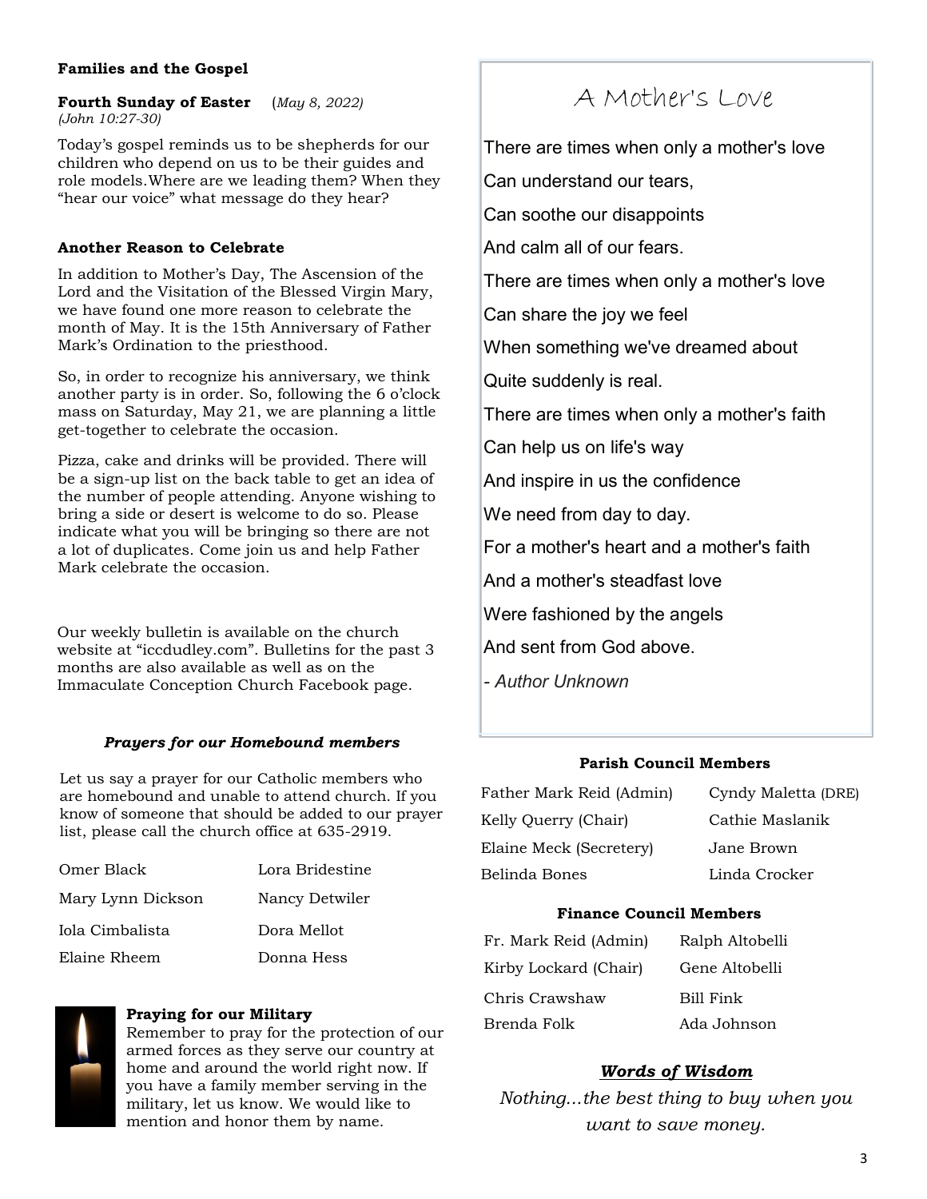### Families and the Gospel

**Fourth Sunday of Easter** (*May 8, 2022)*
*(John 10:27-30)*

Today's gospel reminds us to be shepherds for our children who depend on us to be their guides and role models.Where are we leading them? When they "hear our voice" what message do they hear?

### Another Reason to Celebrate

In addition to Mother's Day, The Ascension of the Lord and the Visitation of the Blessed Virgin Mary, we have found one more reason to celebrate the month of May. It is the 15th Anniversary of Father Mark's Ordination to the priesthood.

So, in order to recognize his anniversary, we think another party is in order. So, following the 6 o'clock mass on Saturday, May 21, we are planning a little get-together to celebrate the occasion.

Pizza, cake and drinks will be provided. There will be a sign-up list on the back table to get an idea of the number of people attending. Anyone wishing to bring a side or desert is welcome to do so. Please indicate what you will be bringing so there are not a lot of duplicates. Come join us and help Father Mark celebrate the occasion.

Our weekly bulletin is available on the church website at "iccdudley.com". Bulletins for the past 3 months are also available as well as on the Immaculate Conception Church Facebook page.

### *Prayers for our Homebound members*

Let us say a prayer for our Catholic members who are homebound and unable to attend church. If you know of someone that should be added to our prayer list, please call the church office at 635-2919.

| | |
|---|---|
| Omer Black | Lora Bridestine |
| Mary Lynn Dickson | Nancy Detwiler |
| Iola Cimbalista | Dora Mellot |
| Elaine Rheem | Donna Hess |

### Praying for our Military

Remember to pray for the protection of our armed forces as they serve our country at home and around the world right now. If you have a family member serving in the military, let us know. We would like to mention and honor them by name.

## A Mother's Love

There are times when only a mother's love
Can understand our tears,
Can soothe our disappoints
And calm all of our fears.
There are times when only a mother's love
Can share the joy we feel
When something we've dreamed about
Quite suddenly is real.
There are times when only a mother's faith
Can help us on life's way
And inspire in us the confidence
We need from day to day.
For a mother's heart and a mother's faith
And a mother's steadfast love
Were fashioned by the angels
And sent from God above.

*- Author Unknown*

### Parish Council Members

| | |
|---|---|
| Father Mark Reid (Admin) | Cyndy Maletta (DRE) |
| Kelly Querry (Chair) | Cathie Maslanik |
| Elaine Meck (Secretery) | Jane Brown |
| Belinda Bones | Linda Crocker |

### Finance Council Members

| | |
|---|---|
| Fr. Mark Reid (Admin) | Ralph Altobelli |
| Kirby Lockard (Chair) | Gene Altobelli |
| Chris Crawshaw | Bill Fink |
| Brenda Folk | Ada Johnson |

### ***Words of Wisdom***

*Nothing...the best thing to buy when you want to save money.*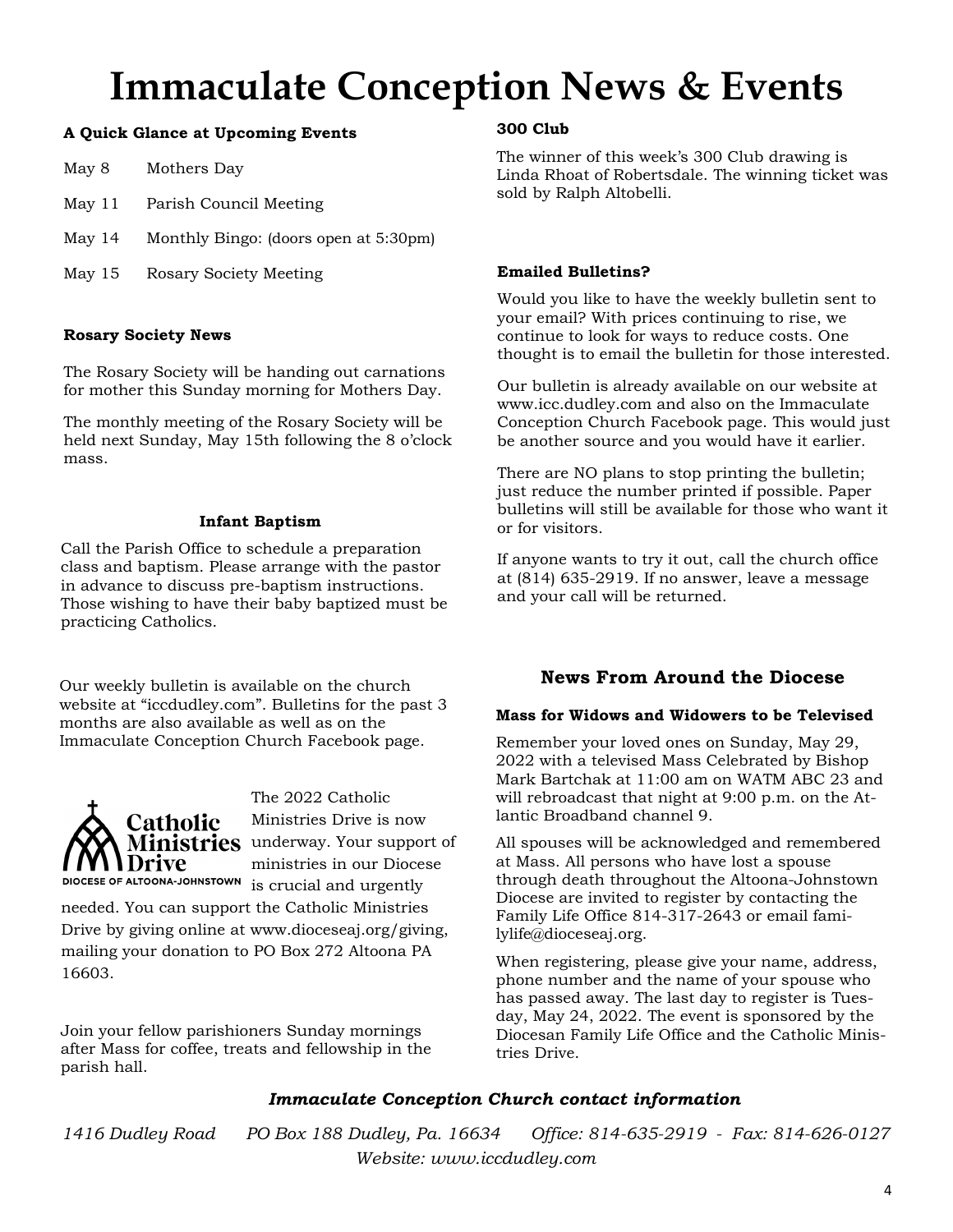# Immaculate Conception News & Events

**A Quick Glance at Upcoming Events**

| | |
|---|---|
| May 8 | Mothers Day |
| May 11 | Parish Council Meeting |
| May 14 | Monthly Bingo: (doors open at 5:30pm) |
| May 15 | Rosary Society Meeting |

**Rosary Society News**

The Rosary Society will be handing out carnations for mother this Sunday morning for Mothers Day.

The monthly meeting of the Rosary Society will be held next Sunday, May 15th following the 8 o'clock mass.

**Infant Baptism**

Call the Parish Office to schedule a preparation class and baptism. Please arrange with the pastor in advance to discuss pre-baptism instructions. Those wishing to have their baby baptized must be practicing Catholics.

Our weekly bulletin is available on the church website at "iccdudley.com". Bulletins for the past 3 months are also available as well as on the Immaculate Conception Church Facebook page.

Catholic Ministries Drive
DIOCESE OF ALTOONA-JOHNSTOWN

The 2022 Catholic Ministries Drive is now underway. Your support of ministries in our Diocese is crucial and urgently needed. You can support the Catholic Ministries Drive by giving online at www.dioceseaj.org/giving, mailing your donation to PO Box 272 Altoona PA 16603.

Join your fellow parishioners Sunday mornings after Mass for coffee, treats and fellowship in the parish hall.

**300 Club**

The winner of this week's 300 Club drawing is Linda Rhoat of Robertsdale. The winning ticket was sold by Ralph Altobelli.

**Emailed Bulletins?**

Would you like to have the weekly bulletin sent to your email? With prices continuing to rise, we continue to look for ways to reduce costs. One thought is to email the bulletin for those interested.

Our bulletin is already available on our website at www.icc.dudley.com and also on the Immaculate Conception Church Facebook page. This would just be another source and you would have it earlier.

There are NO plans to stop printing the bulletin; just reduce the number printed if possible. Paper bulletins will still be available for those who want it or for visitors.

If anyone wants to try it out, call the church office at (814) 635-2919. If no answer, leave a message and your call will be returned.

## News From Around the Diocese

**Mass for Widows and Widowers to be Televised**

Remember your loved ones on Sunday, May 29, 2022 with a televised Mass Celebrated by Bishop Mark Bartchak at 11:00 am on WATM ABC 23 and will rebroadcast that night at 9:00 p.m. on the Atlantic Broadband channel 9.

All spouses will be acknowledged and remembered at Mass. All persons who have lost a spouse through death throughout the Altoona-Johnstown Diocese are invited to register by contacting the Family Life Office 814-317-2643 or email familylife@dioceseaj.org.

When registering, please give your name, address, phone number and the name of your spouse who has passed away. The last day to register is Tuesday, May 24, 2022. The event is sponsored by the Diocesan Family Life Office and the Catholic Ministries Drive.

***Immaculate Conception Church contact information***

*1416 Dudley Road PO Box 188 Dudley, Pa. 16634 Office: 814-635-2919 - Fax: 814-626-0127*
*Website: www.iccdudley.com*